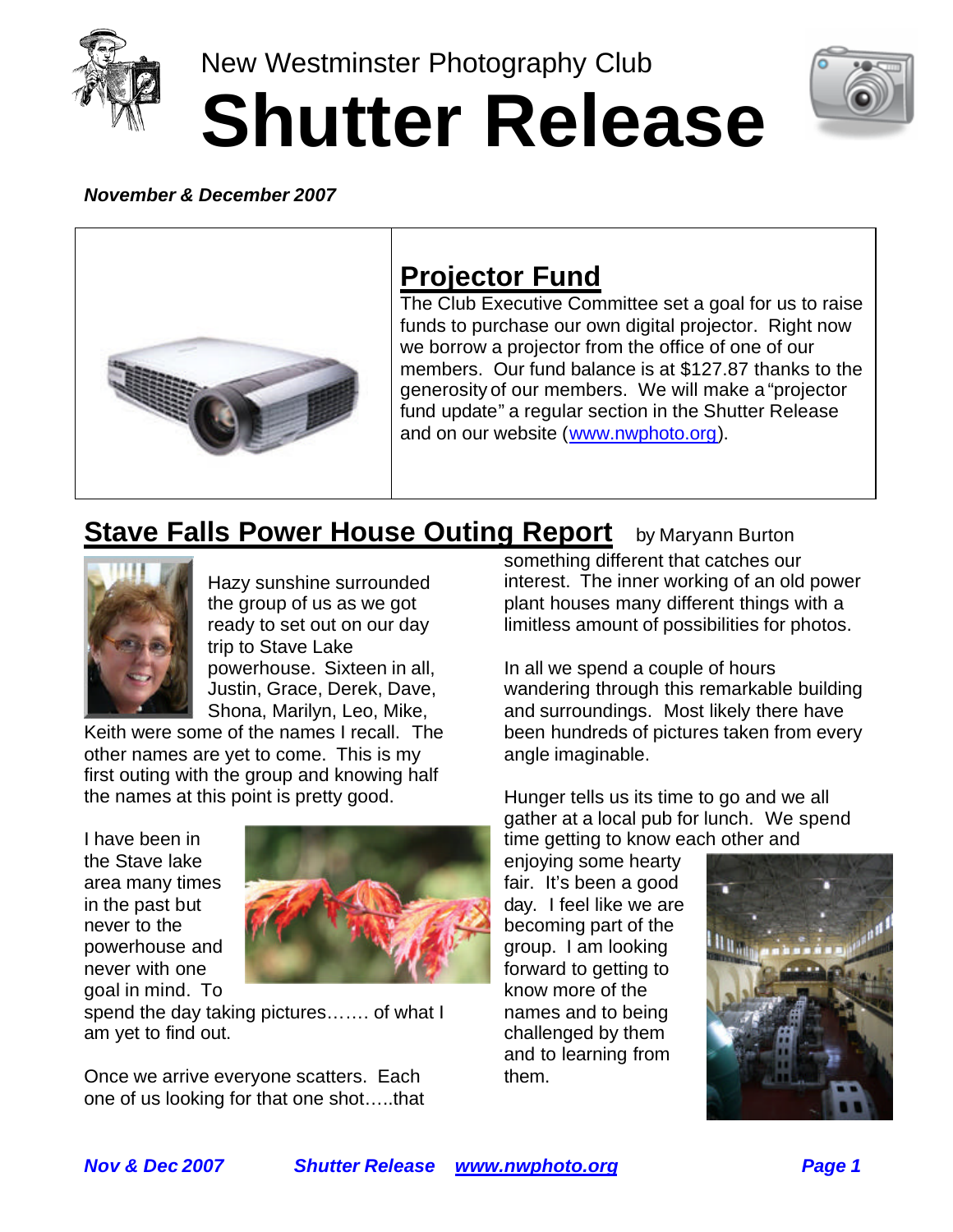New Westminster Photography Club

# Shutter Release

***November & December 2007***

## Projector Fund

The Club Executive Committee set a goal for us to raise funds to purchase our own digital projector. Right now we borrow a projector from the office of one of our members. Our fund balance is at $127.87 thanks to the generosity of our members. We will make a "projector fund update" a regular section in the Shutter Release and on our website (www.nwphoto.org).

## Stave Falls Power House Outing Report

by Maryann Burton

Hazy sunshine surrounded the group of us as we got ready to set out on our day trip to Stave Lake powerhouse. Sixteen in all, Justin, Grace, Derek, Dave, Shona, Marilyn, Leo, Mike, Keith were some of the names I recall. The other names are yet to come. This is my first outing with the group and knowing half the names at this point is pretty good.

I have been in the Stave lake area many times in the past but never to the powerhouse and never with one goal in mind. To spend the day taking pictures……. of what I am yet to find out.

Once we arrive everyone scatters. Each one of us looking for that one shot…..that something different that catches our interest. The inner working of an old power plant houses many different things with a limitless amount of possibilities for photos.

In all we spend a couple of hours wandering through this remarkable building and surroundings. Most likely there have been hundreds of pictures taken from every angle imaginable.

Hunger tells us its time to go and we all gather at a local pub for lunch. We spend time getting to know each other and enjoying some hearty fair. It's been a good day. I feel like we are becoming part of the group. I am looking forward to getting to know more of the names and to being challenged by them and to learning from them.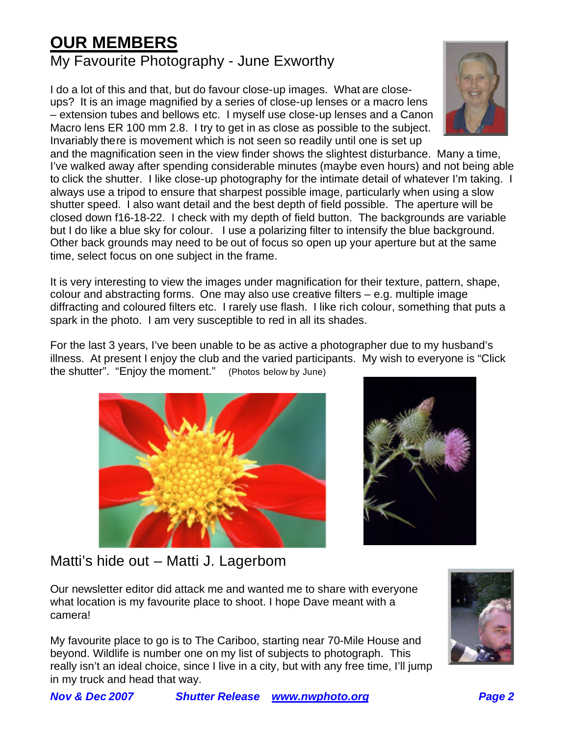# OUR MEMBERS

## My Favourite Photography - June Exworthy

I do a lot of this and that, but do favour close-up images. What are close-ups? It is an image magnified by a series of close-up lenses or a macro lens – extension tubes and bellows etc. I myself use close-up lenses and a Canon Macro lens ER 100 mm 2.8. I try to get in as close as possible to the subject. Invariably there is movement which is not seen so readily until one is set up and the magnification seen in the view finder shows the slightest disturbance. Many a time, I've walked away after spending considerable minutes (maybe even hours) and not being able to click the shutter. I like close-up photography for the intimate detail of whatever I'm taking. I always use a tripod to ensure that sharpest possible image, particularly when using a slow shutter speed. I also want detail and the best depth of field possible. The aperture will be closed down f16-18-22. I check with my depth of field button. The backgrounds are variable but I do like a blue sky for colour. I use a polarizing filter to intensify the blue background. Other back grounds may need to be out of focus so open up your aperture but at the same time, select focus on one subject in the frame.

It is very interesting to view the images under magnification for their texture, pattern, shape, colour and abstracting forms. One may also use creative filters – e.g. multiple image diffracting and coloured filters etc. I rarely use flash. I like rich colour, something that puts a spark in the photo. I am very susceptible to red in all its shades.

For the last 3 years, I've been unable to be as active a photographer due to my husband's illness. At present I enjoy the club and the varied participants. My wish to everyone is "Click the shutter". "Enjoy the moment." (Photos below by June)

## Matti's hide out – Matti J. Lagerbom

Our newsletter editor did attack me and wanted me to share with everyone what location is my favourite place to shoot. I hope Dave meant with a camera!

My favourite place to go is to The Cariboo, starting near 70-Mile House and beyond. Wildlife is number one on my list of subjects to photograph. This really isn't an ideal choice, since I live in a city, but with any free time, I'll jump in my truck and head that way.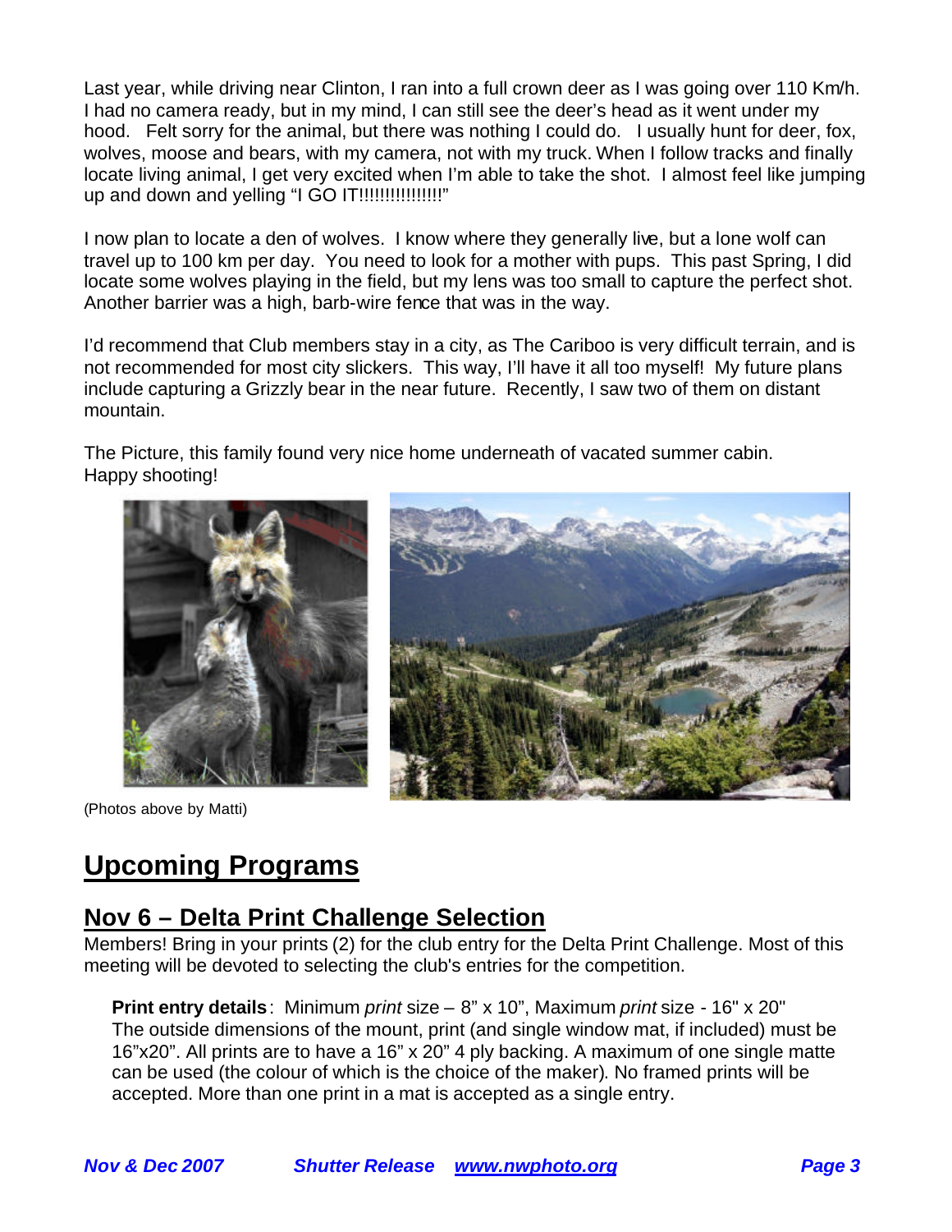Last year, while driving near Clinton, I ran into a full crown deer as I was going over 110 Km/h. I had no camera ready, but in my mind, I can still see the deer's head as it went under my hood. Felt sorry for the animal, but there was nothing I could do. I usually hunt for deer, fox, wolves, moose and bears, with my camera, not with my truck. When I follow tracks and finally locate living animal, I get very excited when I'm able to take the shot. I almost feel like jumping up and down and yelling "I GO IT!!!!!!!!!!!!!!!!"

I now plan to locate a den of wolves. I know where they generally live, but a lone wolf can travel up to 100 km per day. You need to look for a mother with pups. This past Spring, I did locate some wolves playing in the field, but my lens was too small to capture the perfect shot. Another barrier was a high, barb-wire fence that was in the way.

I'd recommend that Club members stay in a city, as The Cariboo is very difficult terrain, and is not recommended for most city slickers. This way, I'll have it all too myself! My future plans include capturing a Grizzly bear in the near future. Recently, I saw two of them on distant mountain.

The Picture, this family found very nice home underneath of vacated summer cabin.
Happy shooting!

(Photos above by Matti)

# Upcoming Programs

## Nov 6 – Delta Print Challenge Selection

Members! Bring in your prints (2) for the club entry for the Delta Print Challenge. Most of this meeting will be devoted to selecting the club's entries for the competition.

**Print entry details**: Minimum *print* size – 8" x 10", Maximum *print* size - 16" x 20"
The outside dimensions of the mount, print (and single window mat, if included) must be 16"x20". All prints are to have a 16" x 20" 4 ply backing. A maximum of one single matte can be used (the colour of which is the choice of the maker). No framed prints will be accepted. More than one print in a mat is accepted as a single entry.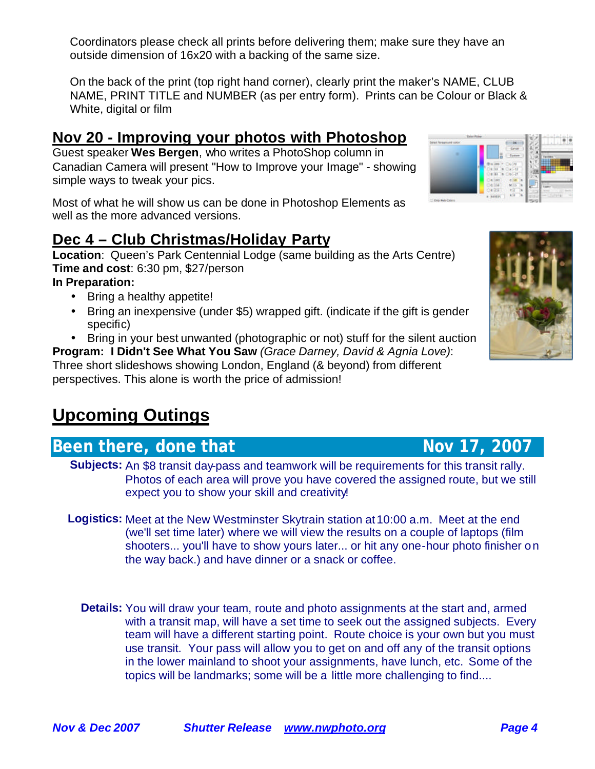Coordinators please check all prints before delivering them; make sure they have an outside dimension of 16x20 with a backing of the same size.

On the back of the print (top right hand corner), clearly print the maker's NAME, CLUB NAME, PRINT TITLE and NUMBER (as per entry form). Prints can be Colour or Black & White, digital or film

## Nov 20 - Improving your photos with Photoshop

Guest speaker **Wes Bergen**, who writes a PhotoShop column in Canadian Camera will present "How to Improve your Image" - showing simple ways to tweak your pics.

Most of what he will show us can be done in Photoshop Elements as well as the more advanced versions.

## Dec 4 – Club Christmas/Holiday Party

**Location**: Queen's Park Centennial Lodge (same building as the Arts Centre)
**Time and cost**: 6:30 pm, $27/person
**In Preparation:**

- Bring a healthy appetite!
- Bring an inexpensive (under $5) wrapped gift. (indicate if the gift is gender specific)
- Bring in your best unwanted (photographic or not) stuff for the silent auction

**Program: I Didn't See What You Saw** *(Grace Darney, David & Agnia Love)*: Three short slideshows showing London, England (& beyond) from different perspectives. This alone is worth the price of admission!

# Upcoming Outings

## Been there, done that — Nov 17, 2007

**Subjects:** An $8 transit day-pass and teamwork will be requirements for this transit rally. Photos of each area will prove you have covered the assigned route, but we still expect you to show your skill and creativity!

**Logistics:** Meet at the New Westminster Skytrain station at 10:00 a.m. Meet at the end (we'll set time later) where we will view the results on a couple of laptops (film shooters... you'll have to show yours later... or hit any one-hour photo finisher on the way back.) and have dinner or a snack or coffee.

**Details:** You will draw your team, route and photo assignments at the start and, armed with a transit map, will have a set time to seek out the assigned subjects. Every team will have a different starting point. Route choice is your own but you must use transit. Your pass will allow you to get on and off any of the transit options in the lower mainland to shoot your assignments, have lunch, etc. Some of the topics will be landmarks; some will be a little more challenging to find....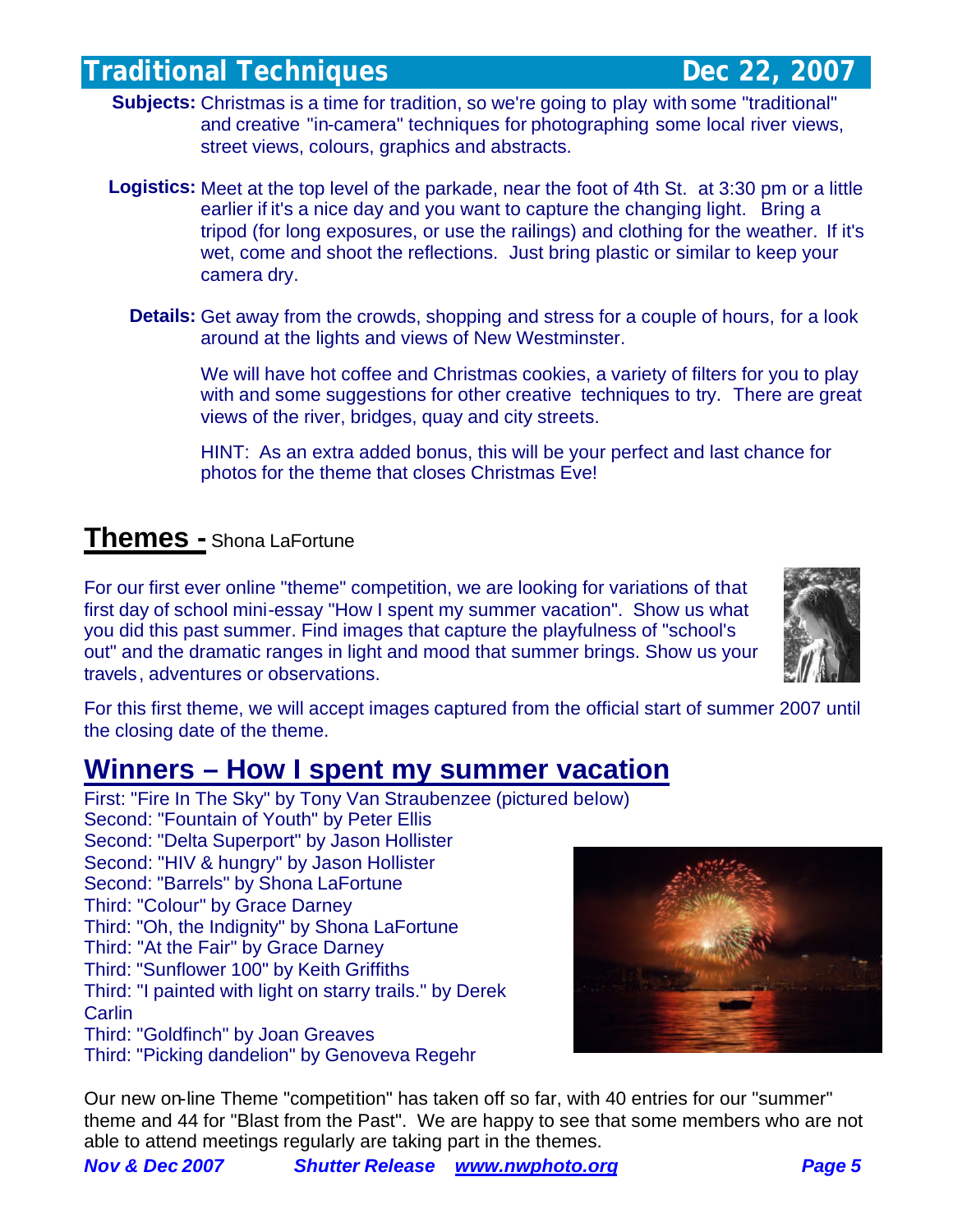## Traditional Techniques — Dec 22, 2007

**Subjects:** Christmas is a time for tradition, so we're going to play with some "traditional" and creative "in-camera" techniques for photographing some local river views, street views, colours, graphics and abstracts.

**Logistics:** Meet at the top level of the parkade, near the foot of 4th St. at 3:30 pm or a little earlier if it's a nice day and you want to capture the changing light. Bring a tripod (for long exposures, or use the railings) and clothing for the weather. If it's wet, come and shoot the reflections. Just bring plastic or similar to keep your camera dry.

**Details:** Get away from the crowds, shopping and stress for a couple of hours, for a look around at the lights and views of New Westminster.

We will have hot coffee and Christmas cookies, a variety of filters for you to play with and some suggestions for other creative techniques to try. There are great views of the river, bridges, quay and city streets.

HINT: As an extra added bonus, this will be your perfect and last chance for photos for the theme that closes Christmas Eve!

## Themes - Shona LaFortune

For our first ever online "theme" competition, we are looking for variations of that first day of school mini-essay "How I spent my summer vacation". Show us what you did this past summer. Find images that capture the playfulness of "school's out" and the dramatic ranges in light and mood that summer brings. Show us your travels, adventures or observations.

For this first theme, we will accept images captured from the official start of summer 2007 until the closing date of the theme.

## Winners – How I spent my summer vacation

First: "Fire In The Sky" by Tony Van Straubenzee (pictured below)
Second: "Fountain of Youth" by Peter Ellis
Second: "Delta Superport" by Jason Hollister
Second: "HIV & hungry" by Jason Hollister
Second: "Barrels" by Shona LaFortune
Third: "Colour" by Grace Darney
Third: "Oh, the Indignity" by Shona LaFortune
Third: "At the Fair" by Grace Darney
Third: "Sunflower 100" by Keith Griffiths
Third: "I painted with light on starry trails." by Derek Carlin
Third: "Goldfinch" by Joan Greaves
Third: "Picking dandelion" by Genoveva Regehr

Our new on-line Theme "competition" has taken off so far, with 40 entries for our "summer" theme and 44 for "Blast from the Past". We are happy to see that some members who are not able to attend meetings regularly are taking part in the themes.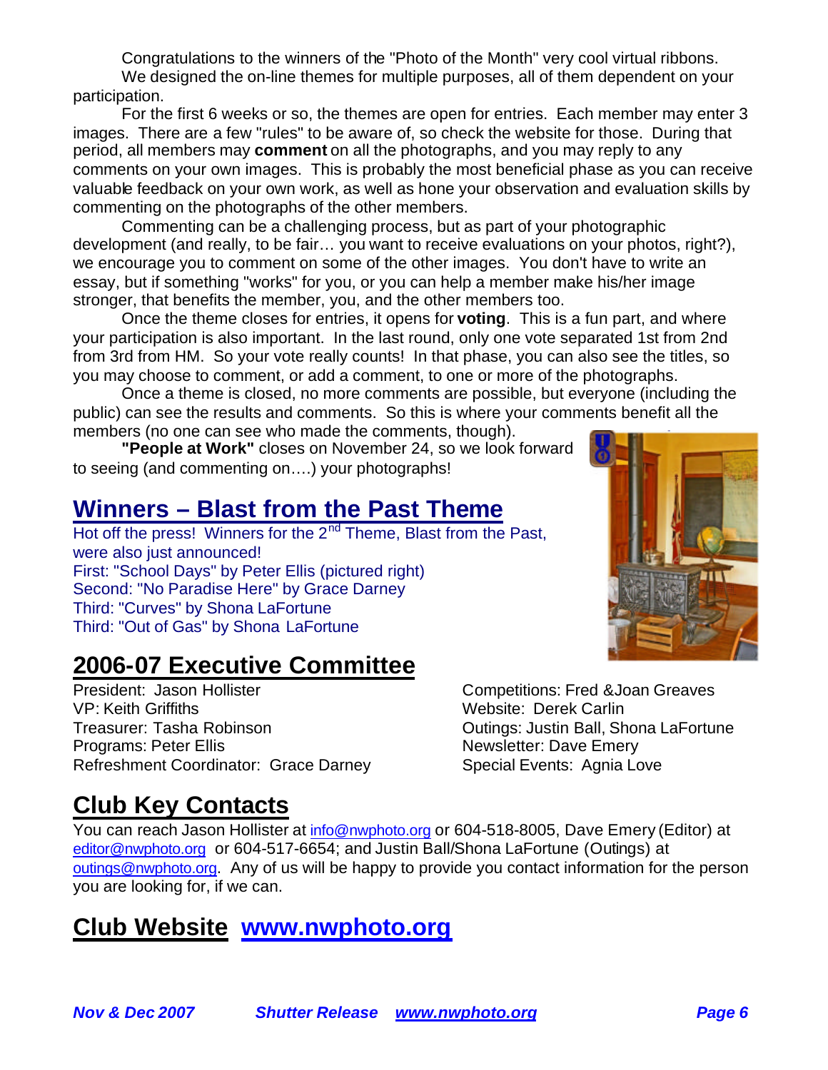Congratulations to the winners of the "Photo of the Month" very cool virtual ribbons.

We designed the on-line themes for multiple purposes, all of them dependent on your participation.

For the first 6 weeks or so, the themes are open for entries. Each member may enter 3 images. There are a few "rules" to be aware of, so check the website for those. During that period, all members may **comment** on all the photographs, and you may reply to any comments on your own images. This is probably the most beneficial phase as you can receive valuable feedback on your own work, as well as hone your observation and evaluation skills by commenting on the photographs of the other members.

Commenting can be a challenging process, but as part of your photographic development (and really, to be fair… you want to receive evaluations on your photos, right?), we encourage you to comment on some of the other images. You don't have to write an essay, but if something "works" for you, or you can help a member make his/her image stronger, that benefits the member, you, and the other members too.

Once the theme closes for entries, it opens for **voting**. This is a fun part, and where your participation is also important. In the last round, only one vote separated 1st from 2nd from 3rd from HM. So your vote really counts! In that phase, you can also see the titles, so you may choose to comment, or add a comment, to one or more of the photographs.

Once a theme is closed, no more comments are possible, but everyone (including the public) can see the results and comments. So this is where your comments benefit all the members (no one can see who made the comments, though).

**"People at Work"** closes on November 24, so we look forward to seeing (and commenting on….) your photographs!

## Winners – Blast from the Past Theme

Hot off the press! Winners for the 2nd Theme, Blast from the Past, were also just announced!

First: "School Days" by Peter Ellis (pictured right)
Second: "No Paradise Here" by Grace Darney
Third: "Curves" by Shona LaFortune
Third: "Out of Gas" by Shona LaFortune

## 2006-07 Executive Committee

President: Jason Hollister
VP: Keith Griffiths
Treasurer: Tasha Robinson
Programs: Peter Ellis
Refreshment Coordinator: Grace Darney

Competitions: Fred &Joan Greaves
Website: Derek Carlin
Outings: Justin Ball, Shona LaFortune
Newsletter: Dave Emery
Special Events: Agnia Love

## Club Key Contacts

You can reach Jason Hollister at info@nwphoto.org or 604-518-8005, Dave Emery (Editor) at editor@nwphoto.org or 604-517-6654; and Justin Ball/Shona LaFortune (Outings) at outings@nwphoto.org. Any of us will be happy to provide you contact information for the person you are looking for, if we can.

## Club Website www.nwphoto.org